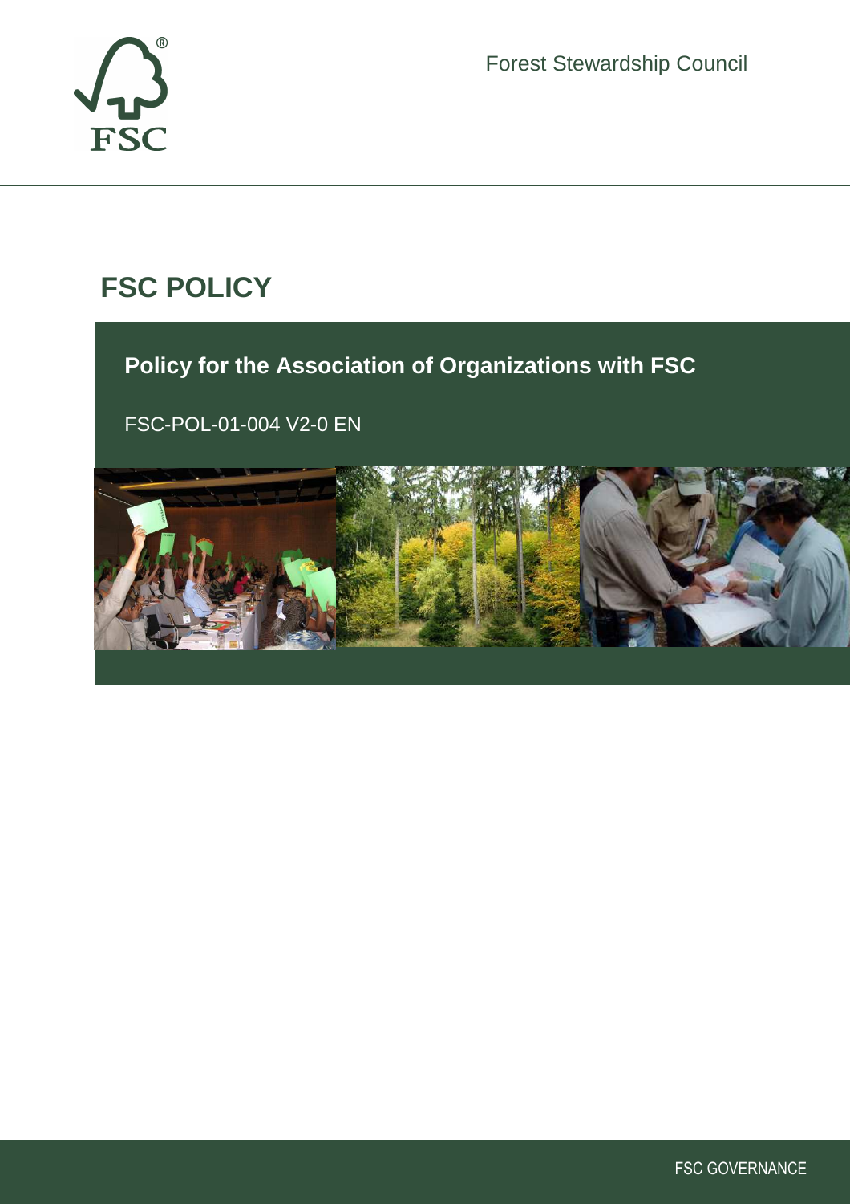Forest Stewardship Council

# FSC POLICY

## Policy for the Association of Organizations with FSC

FSC-POL-01-004 V2-0 EN

FSC GOVERNANCE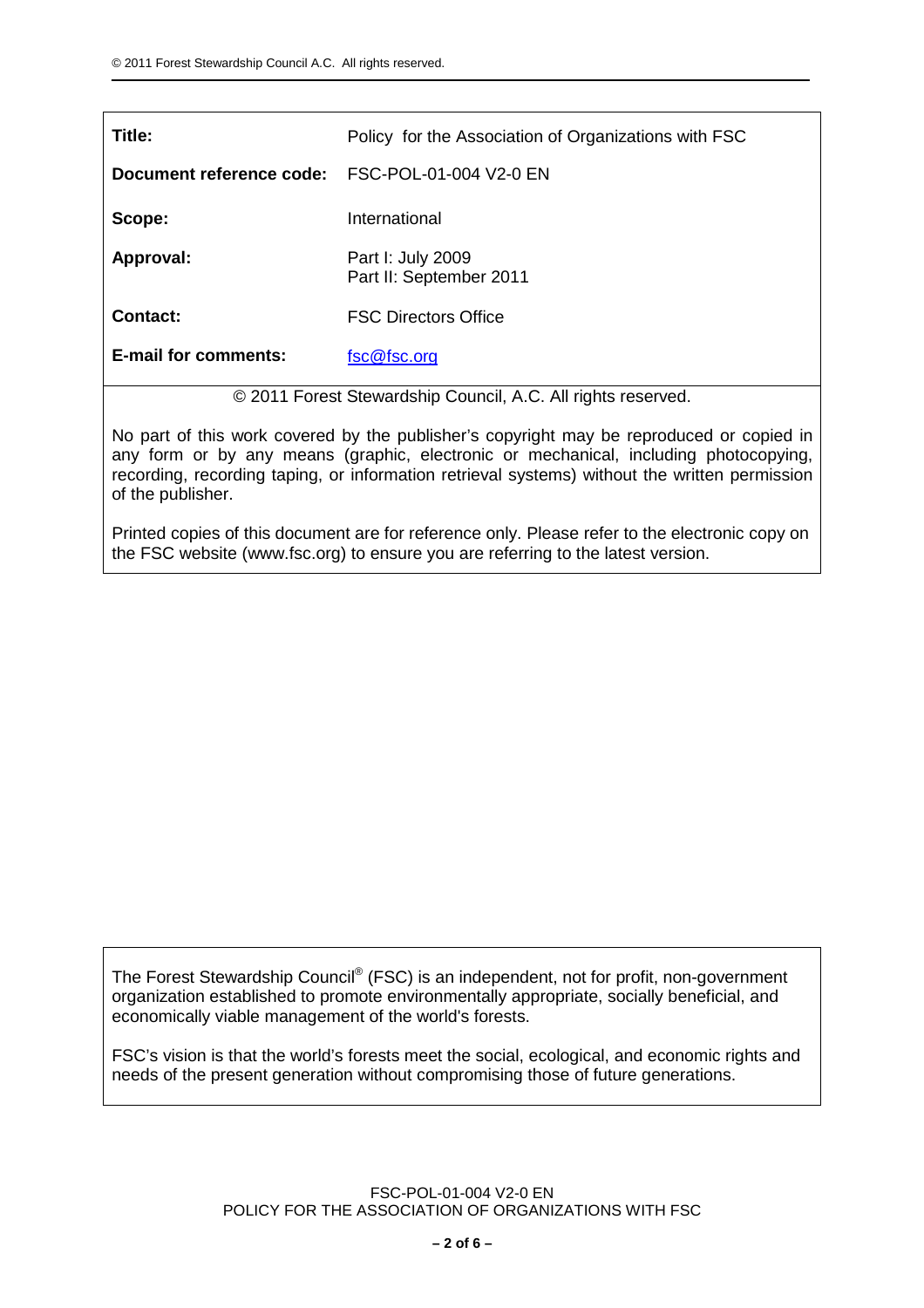| | |
|---|---|
| **Title:** | Policy for the Association of Organizations with FSC |
| **Document reference code:** | FSC-POL-01-004 V2-0 EN |
| **Scope:** | International |
| **Approval:** | Part I: July 2009<br>Part II: September 2011 |
| **Contact:** | FSC Directors Office |
| **E-mail for comments:** | fsc@fsc.org |

© 2011 Forest Stewardship Council, A.C. All rights reserved.

No part of this work covered by the publisher's copyright may be reproduced or copied in any form or by any means (graphic, electronic or mechanical, including photocopying, recording, recording taping, or information retrieval systems) without the written permission of the publisher.

Printed copies of this document are for reference only. Please refer to the electronic copy on the FSC website (www.fsc.org) to ensure you are referring to the latest version.

The Forest Stewardship Council® (FSC) is an independent, not for profit, non-government organization established to promote environmentally appropriate, socially beneficial, and economically viable management of the world's forests.

FSC's vision is that the world's forests meet the social, ecological, and economic rights and needs of the present generation without compromising those of future generations.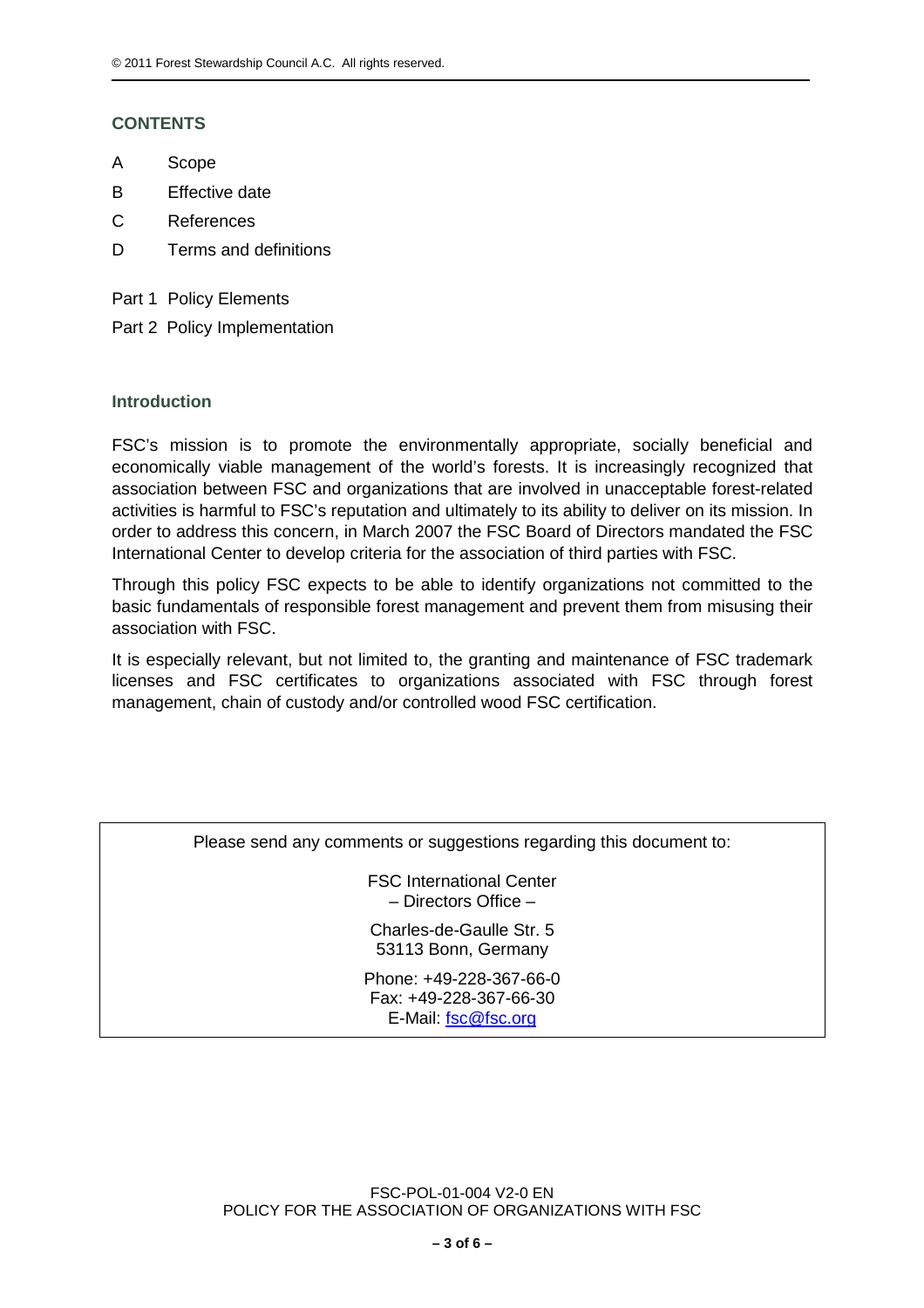## CONTENTS

A Scope

B Effective date

C References

D Terms and definitions

Part 1 Policy Elements

Part 2 Policy Implementation

### Introduction

FSC's mission is to promote the environmentally appropriate, socially beneficial and economically viable management of the world's forests. It is increasingly recognized that association between FSC and organizations that are involved in unacceptable forest-related activities is harmful to FSC's reputation and ultimately to its ability to deliver on its mission. In order to address this concern, in March 2007 the FSC Board of Directors mandated the FSC International Center to develop criteria for the association of third parties with FSC.

Through this policy FSC expects to be able to identify organizations not committed to the basic fundamentals of responsible forest management and prevent them from misusing their association with FSC.

It is especially relevant, but not limited to, the granting and maintenance of FSC trademark licenses and FSC certificates to organizations associated with FSC through forest management, chain of custody and/or controlled wood FSC certification.

Please send any comments or suggestions regarding this document to:

FSC International Center
– Directors Office –

Charles-de-Gaulle Str. 5
53113 Bonn, Germany

Phone: +49-228-367-66-0
Fax: +49-228-367-66-30
E-Mail: fsc@fsc.org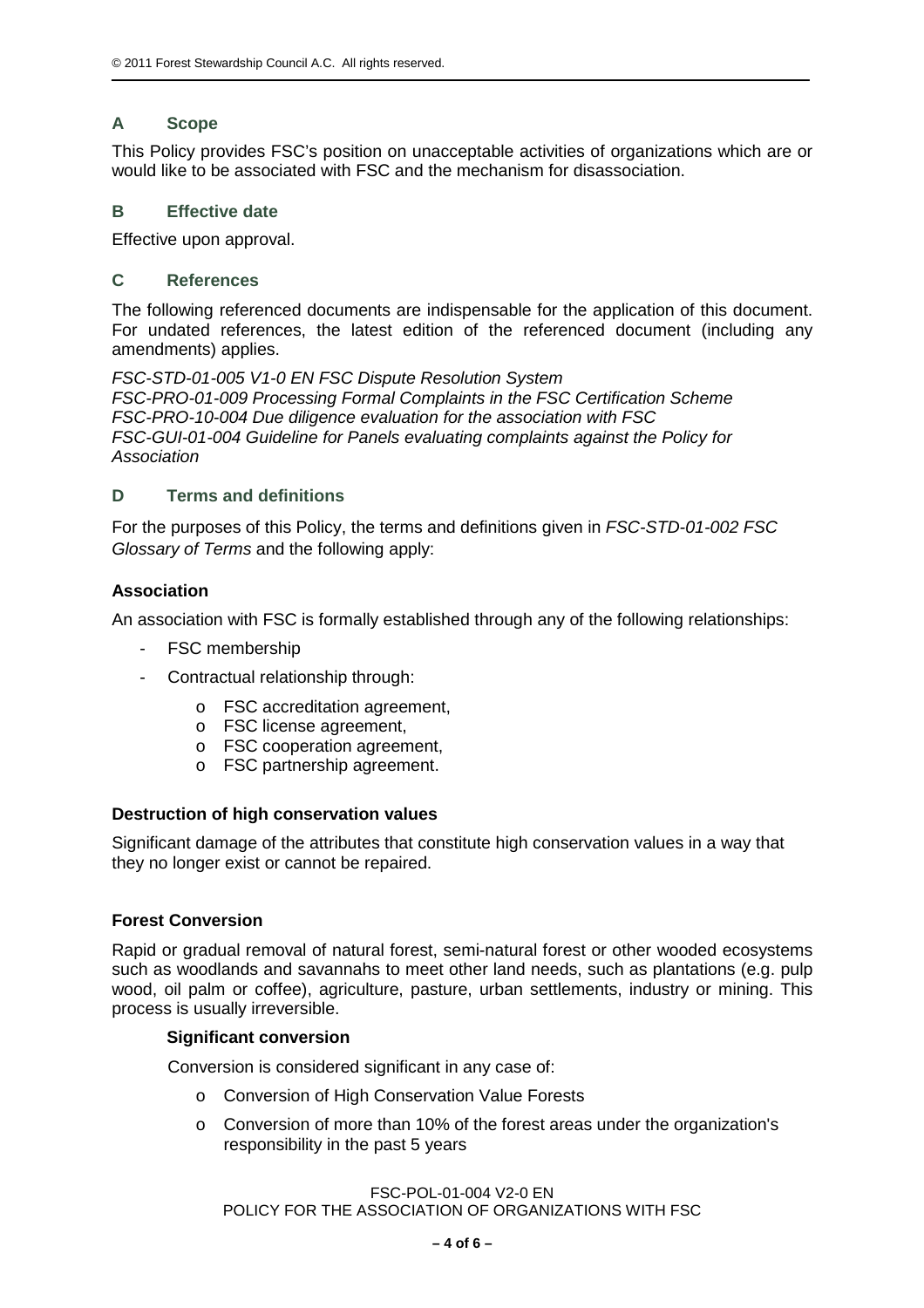## A Scope

This Policy provides FSC's position on unacceptable activities of organizations which are or would like to be associated with FSC and the mechanism for disassociation.

## B Effective date

Effective upon approval.

## C References

The following referenced documents are indispensable for the application of this document. For undated references, the latest edition of the referenced document (including any amendments) applies.

*FSC-STD-01-005 V1-0 EN FSC Dispute Resolution System*
*FSC-PRO-01-009 Processing Formal Complaints in the FSC Certification Scheme*
*FSC-PRO-10-004 Due diligence evaluation for the association with FSC*
*FSC-GUI-01-004 Guideline for Panels evaluating complaints against the Policy for Association*

## D Terms and definitions

For the purposes of this Policy, the terms and definitions given in *FSC-STD-01-002 FSC Glossary of Terms* and the following apply:

**Association**

An association with FSC is formally established through any of the following relationships:

- FSC membership
- Contractual relationship through:
  - FSC accreditation agreement,
  - FSC license agreement,
  - FSC cooperation agreement,
  - FSC partnership agreement.

**Destruction of high conservation values**

Significant damage of the attributes that constitute high conservation values in a way that they no longer exist or cannot be repaired.

**Forest Conversion**

Rapid or gradual removal of natural forest, semi-natural forest or other wooded ecosystems such as woodlands and savannahs to meet other land needs, such as plantations (e.g. pulp wood, oil palm or coffee), agriculture, pasture, urban settlements, industry or mining. This process is usually irreversible.

**Significant conversion**

Conversion is considered significant in any case of:

- Conversion of High Conservation Value Forests
- Conversion of more than 10% of the forest areas under the organization's responsibility in the past 5 years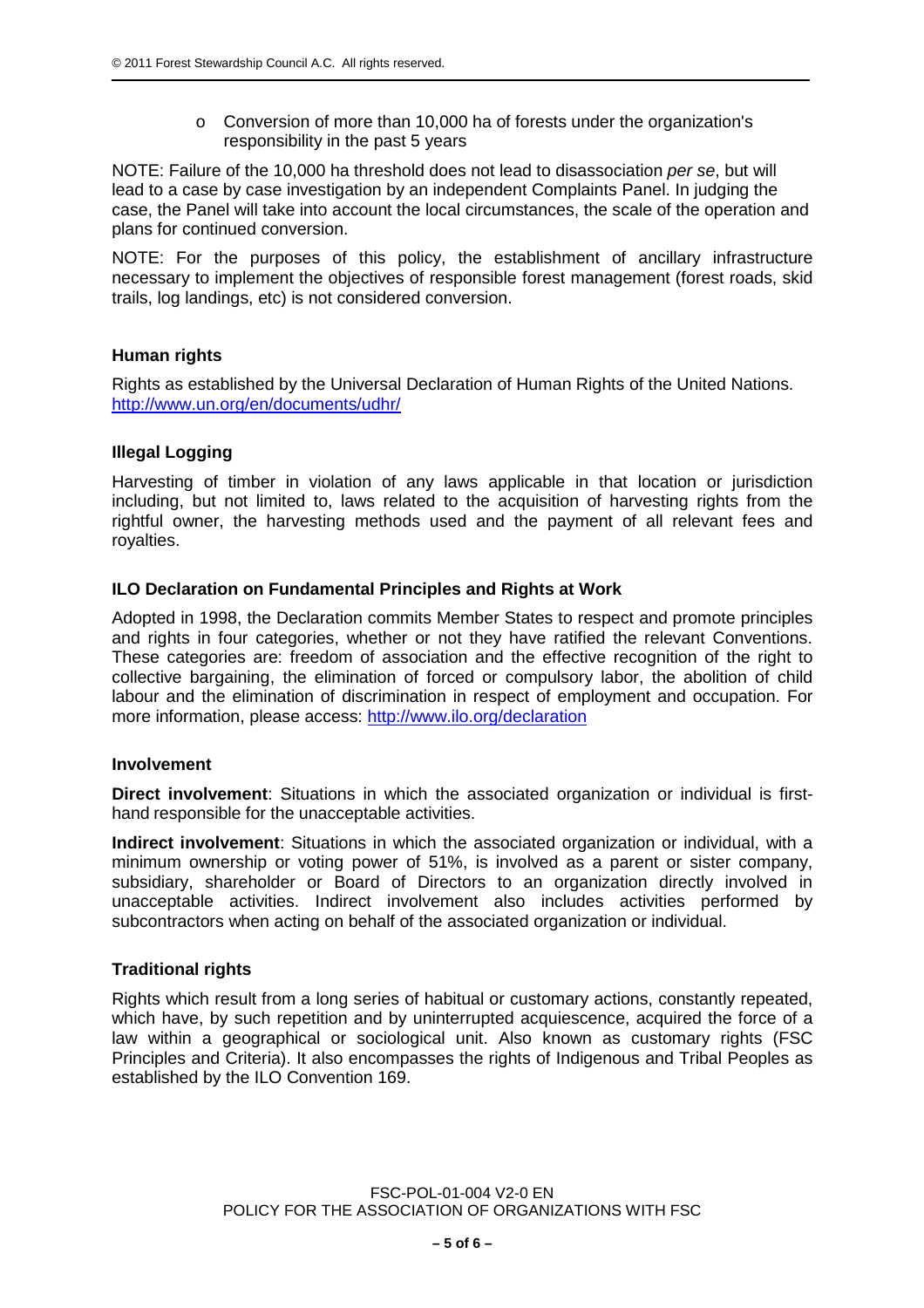- Conversion of more than 10,000 ha of forests under the organization's responsibility in the past 5 years

NOTE: Failure of the 10,000 ha threshold does not lead to disassociation *per se*, but will lead to a case by case investigation by an independent Complaints Panel. In judging the case, the Panel will take into account the local circumstances, the scale of the operation and plans for continued conversion.

NOTE: For the purposes of this policy, the establishment of ancillary infrastructure necessary to implement the objectives of responsible forest management (forest roads, skid trails, log landings, etc) is not considered conversion.

**Human rights**

Rights as established by the Universal Declaration of Human Rights of the United Nations. http://www.un.org/en/documents/udhr/

**Illegal Logging**

Harvesting of timber in violation of any laws applicable in that location or jurisdiction including, but not limited to, laws related to the acquisition of harvesting rights from the rightful owner, the harvesting methods used and the payment of all relevant fees and royalties.

**ILO Declaration on Fundamental Principles and Rights at Work**

Adopted in 1998, the Declaration commits Member States to respect and promote principles and rights in four categories, whether or not they have ratified the relevant Conventions. These categories are: freedom of association and the effective recognition of the right to collective bargaining, the elimination of forced or compulsory labor, the abolition of child labour and the elimination of discrimination in respect of employment and occupation. For more information, please access: http://www.ilo.org/declaration

**Involvement**

**Direct involvement**: Situations in which the associated organization or individual is first-hand responsible for the unacceptable activities.

**Indirect involvement**: Situations in which the associated organization or individual, with a minimum ownership or voting power of 51%, is involved as a parent or sister company, subsidiary, shareholder or Board of Directors to an organization directly involved in unacceptable activities. Indirect involvement also includes activities performed by subcontractors when acting on behalf of the associated organization or individual.

**Traditional rights**

Rights which result from a long series of habitual or customary actions, constantly repeated, which have, by such repetition and by uninterrupted acquiescence, acquired the force of a law within a geographical or sociological unit. Also known as customary rights (FSC Principles and Criteria). It also encompasses the rights of Indigenous and Tribal Peoples as established by the ILO Convention 169.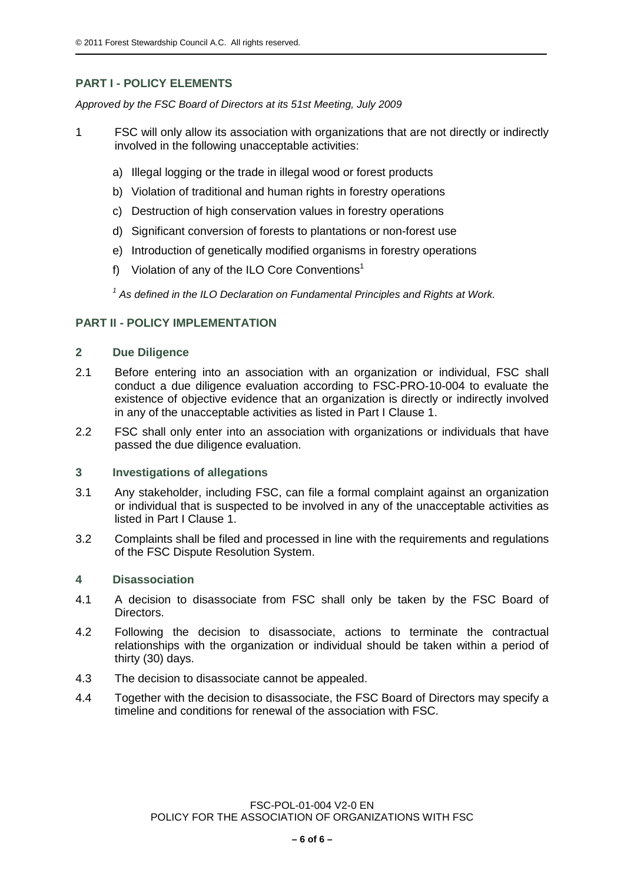## PART I - POLICY ELEMENTS

*Approved by the FSC Board of Directors at its 51st Meeting, July 2009*

1 FSC will only allow its association with organizations that are not directly or indirectly involved in the following unacceptable activities:

   a) Illegal logging or the trade in illegal wood or forest products
   b) Violation of traditional and human rights in forestry operations
   c) Destruction of high conservation values in forestry operations
   d) Significant conversion of forests to plantations or non-forest use
   e) Introduction of genetically modified organisms in forestry operations
   f) Violation of any of the ILO Core Conventions[1]

[1] *As defined in the ILO Declaration on Fundamental Principles and Rights at Work.*

## PART II - POLICY IMPLEMENTATION

### 2 Due Diligence

2.1 Before entering into an association with an organization or individual, FSC shall conduct a due diligence evaluation according to FSC-PRO-10-004 to evaluate the existence of objective evidence that an organization is directly or indirectly involved in any of the unacceptable activities as listed in Part I Clause 1.

2.2 FSC shall only enter into an association with organizations or individuals that have passed the due diligence evaluation.

### 3 Investigations of allegations

3.1 Any stakeholder, including FSC, can file a formal complaint against an organization or individual that is suspected to be involved in any of the unacceptable activities as listed in Part I Clause 1.

3.2 Complaints shall be filed and processed in line with the requirements and regulations of the FSC Dispute Resolution System.

### 4 Disassociation

4.1 A decision to disassociate from FSC shall only be taken by the FSC Board of Directors.

4.2 Following the decision to disassociate, actions to terminate the contractual relationships with the organization or individual should be taken within a period of thirty (30) days.

4.3 The decision to disassociate cannot be appealed.

4.4 Together with the decision to disassociate, the FSC Board of Directors may specify a timeline and conditions for renewal of the association with FSC.